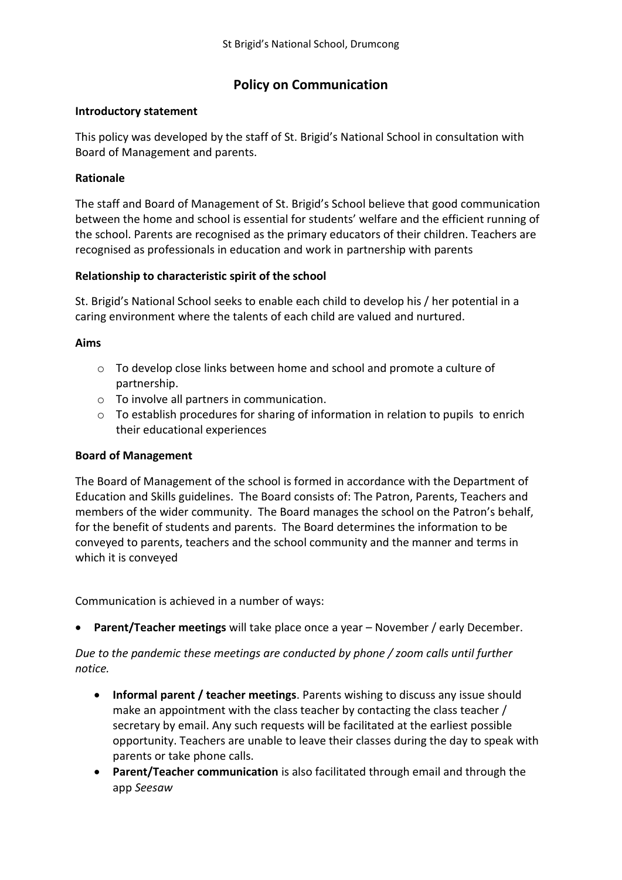St Brigid's National School, Drumcong

# Policy on Communication

**Introductory statement**

This policy was developed by the staff of St. Brigid's National School in consultation with Board of Management and parents.

**Rationale**

The staff and Board of Management of St. Brigid's School believe that good communication between the home and school is essential for students' welfare and the efficient running of the school. Parents are recognised as the primary educators of their children. Teachers are recognised as professionals in education and work in partnership with parents

**Relationship to characteristic spirit of the school**

St. Brigid's National School seeks to enable each child to develop his / her potential in a caring environment where the talents of each child are valued and nurtured.

**Aims**

- To develop close links between home and school and promote a culture of partnership.
- To involve all partners in communication.
- To establish procedures for sharing of information in relation to pupils to enrich their educational experiences

**Board of Management**

The Board of Management of the school is formed in accordance with the Department of Education and Skills guidelines. The Board consists of: The Patron, Parents, Teachers and members of the wider community. The Board manages the school on the Patron's behalf, for the benefit of students and parents. The Board determines the information to be conveyed to parents, teachers and the school community and the manner and terms in which it is conveyed

Communication is achieved in a number of ways:

- **Parent/Teacher meetings** will take place once a year – November / early December.

*Due to the pandemic these meetings are conducted by phone / zoom calls until further notice.*

- **Informal parent / teacher meetings**. Parents wishing to discuss any issue should make an appointment with the class teacher by contacting the class teacher / secretary by email. Any such requests will be facilitated at the earliest possible opportunity. Teachers are unable to leave their classes during the day to speak with parents or take phone calls.
- **Parent/Teacher communication** is also facilitated through email and through the app *Seesaw*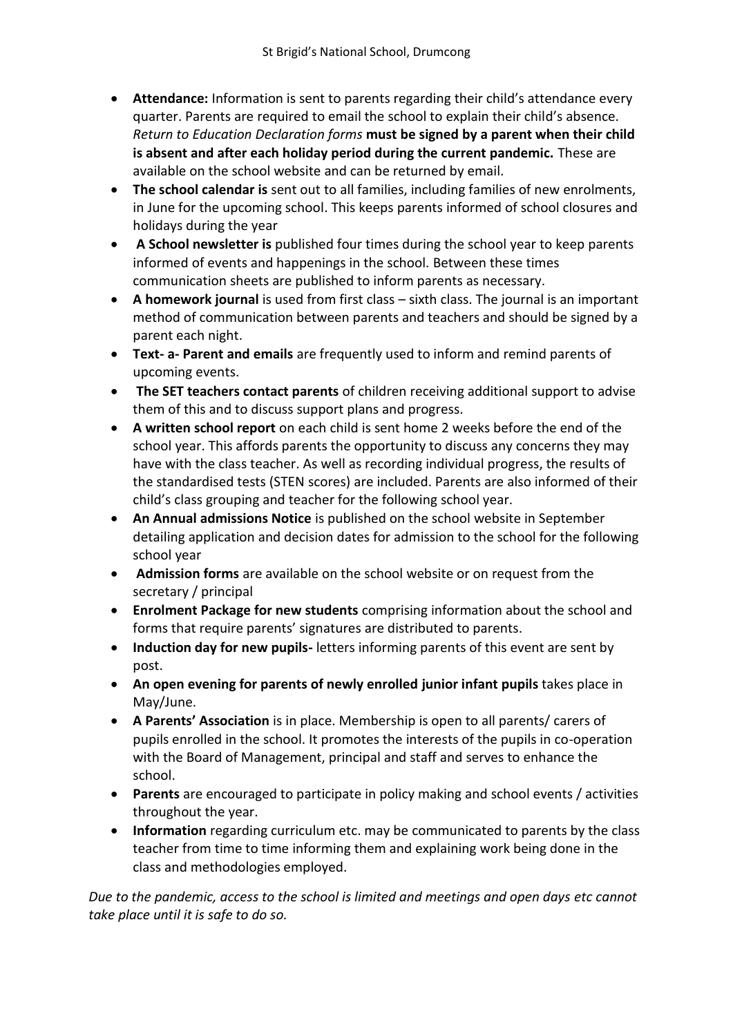- **Attendance:** Information is sent to parents regarding their child's attendance every quarter. Parents are required to email the school to explain their child's absence. *Return to Education Declaration forms* **must be signed by a parent when their child is absent and after each holiday period during the current pandemic.** These are available on the school website and can be returned by email.
- **The school calendar is** sent out to all families, including families of new enrolments, in June for the upcoming school. This keeps parents informed of school closures and holidays during the year
- **A School newsletter is** published four times during the school year to keep parents informed of events and happenings in the school. Between these times communication sheets are published to inform parents as necessary.
- **A homework journal** is used from first class – sixth class. The journal is an important method of communication between parents and teachers and should be signed by a parent each night.
- **Text- a- Parent and emails** are frequently used to inform and remind parents of upcoming events.
- **The SET teachers contact parents** of children receiving additional support to advise them of this and to discuss support plans and progress.
- **A written school report** on each child is sent home 2 weeks before the end of the school year. This affords parents the opportunity to discuss any concerns they may have with the class teacher. As well as recording individual progress, the results of the standardised tests (STEN scores) are included. Parents are also informed of their child's class grouping and teacher for the following school year.
- **An Annual admissions Notice** is published on the school website in September detailing application and decision dates for admission to the school for the following school year
- **Admission forms** are available on the school website or on request from the secretary / principal
- **Enrolment Package for new students** comprising information about the school and forms that require parents' signatures are distributed to parents.
- **Induction day for new pupils-** letters informing parents of this event are sent by post.
- **An open evening for parents of newly enrolled junior infant pupils** takes place in May/June.
- **A Parents' Association** is in place. Membership is open to all parents/ carers of pupils enrolled in the school. It promotes the interests of the pupils in co-operation with the Board of Management, principal and staff and serves to enhance the school.
- **Parents** are encouraged to participate in policy making and school events / activities throughout the year.
- **Information** regarding curriculum etc. may be communicated to parents by the class teacher from time to time informing them and explaining work being done in the class and methodologies employed.

*Due to the pandemic, access to the school is limited and meetings and open days etc cannot take place until it is safe to do so.*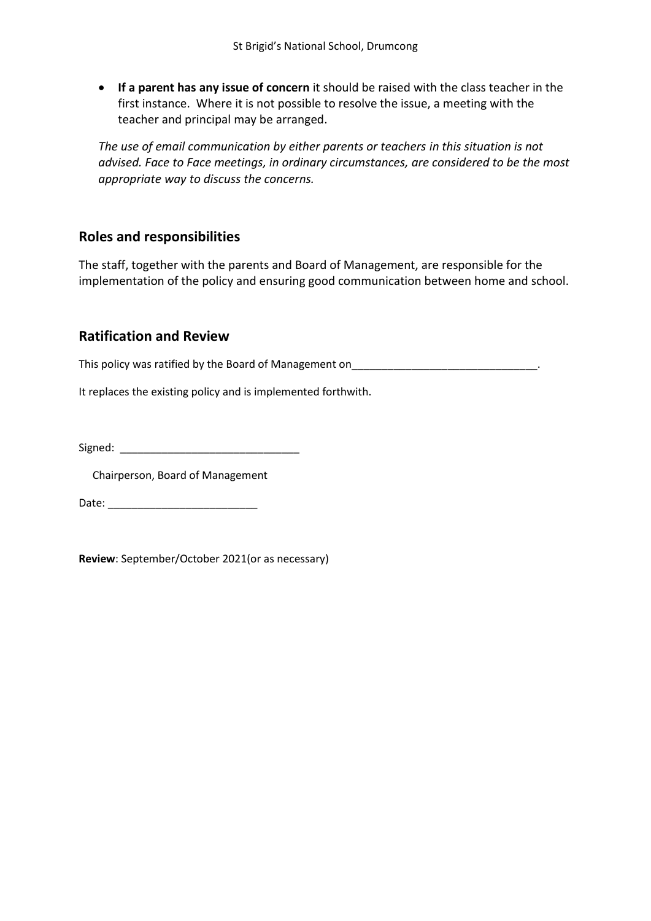- **If a parent has any issue of concern** it should be raised with the class teacher in the first instance. Where it is not possible to resolve the issue, a meeting with the teacher and principal may be arranged.

*The use of email communication by either parents or teachers in this situation is not advised. Face to Face meetings, in ordinary circumstances, are considered to be the most appropriate way to discuss the concerns.*

## Roles and responsibilities

The staff, together with the parents and Board of Management, are responsible for the implementation of the policy and ensuring good communication between home and school.

## Ratification and Review

This policy was ratified by the Board of Management on_______________________________.

It replaces the existing policy and is implemented forthwith.

Signed: ______________________________

Chairperson, Board of Management

Date: _________________________

**Review**: September/October 2021(or as necessary)